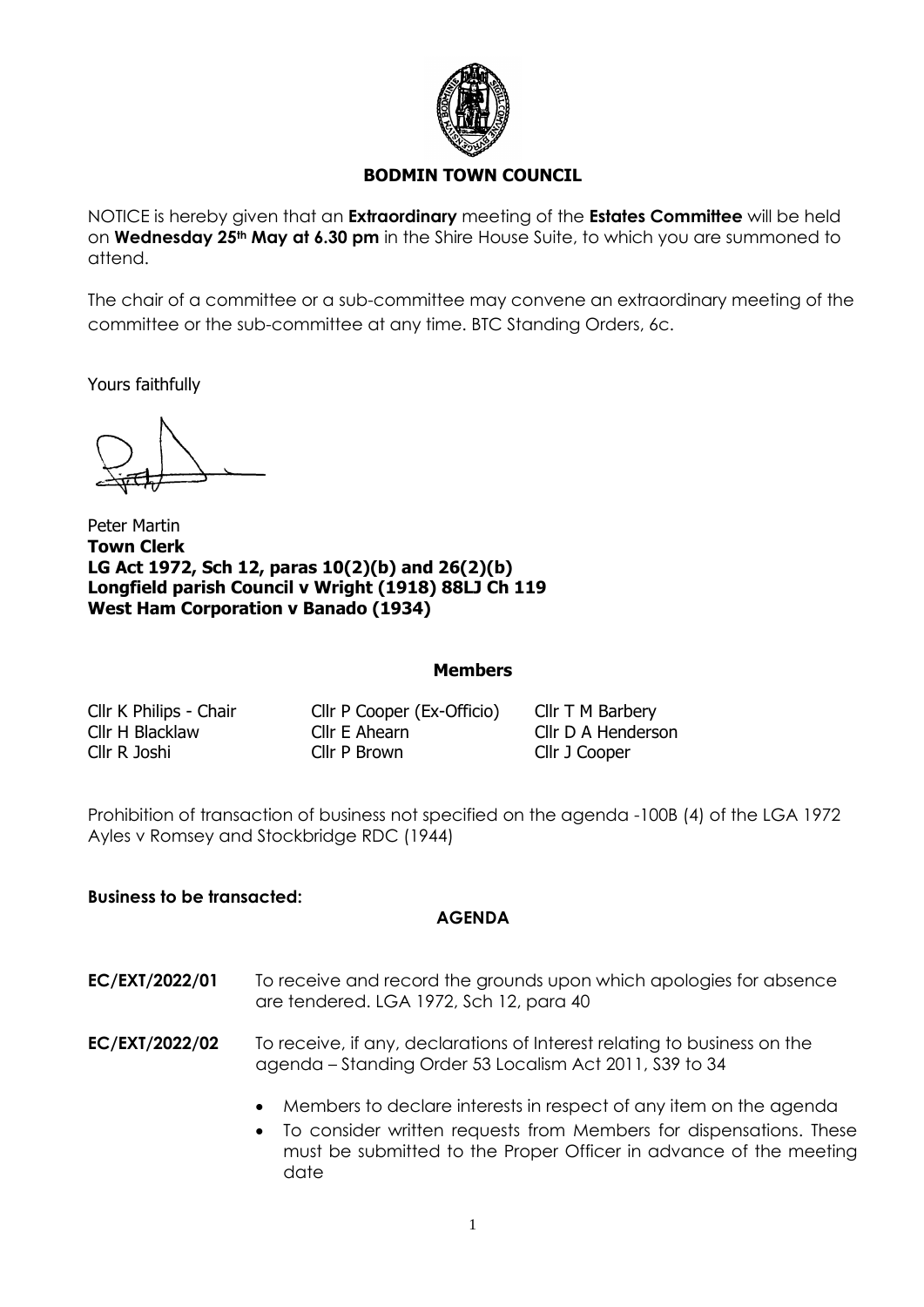# BODMIN TOWN COUNCIL

NOTICE is hereby given that an **Extraordinary** meeting of the **Estates Committee** will be held on **Wednesday 25th May at 6.30 pm** in the Shire House Suite, to which you are summoned to attend.

The chair of a committee or a sub-committee may convene an extraordinary meeting of the committee or the sub-committee at any time. BTC Standing Orders, 6c.

Yours faithfully

Peter Martin
**Town Clerk**
**LG Act 1972, Sch 12, paras 10(2)(b) and 26(2)(b)**
**Longfield parish Council v Wright (1918) 88LJ Ch 119**
**West Ham Corporation v Banado (1934)**

## Members

| | | |
|---|---|---|
| Cllr K Philips - Chair | Cllr P Cooper (Ex-Officio) | Cllr T M Barbery |
| Cllr H Blacklaw | Cllr E Ahearn | Cllr D A Henderson |
| Cllr R Joshi | Cllr P Brown | Cllr J Cooper |

Prohibition of transaction of business not specified on the agenda -100B (4) of the LGA 1972 Ayles v Romsey and Stockbridge RDC (1944)

**Business to be transacted:**

## AGENDA

**EC/EXT/2022/01** To receive and record the grounds upon which apologies for absence are tendered. LGA 1972, Sch 12, para 40

**EC/EXT/2022/02** To receive, if any, declarations of Interest relating to business on the agenda – Standing Order 53 Localism Act 2011, S39 to 34

- Members to declare interests in respect of any item on the agenda
- To consider written requests from Members for dispensations. These must be submitted to the Proper Officer in advance of the meeting date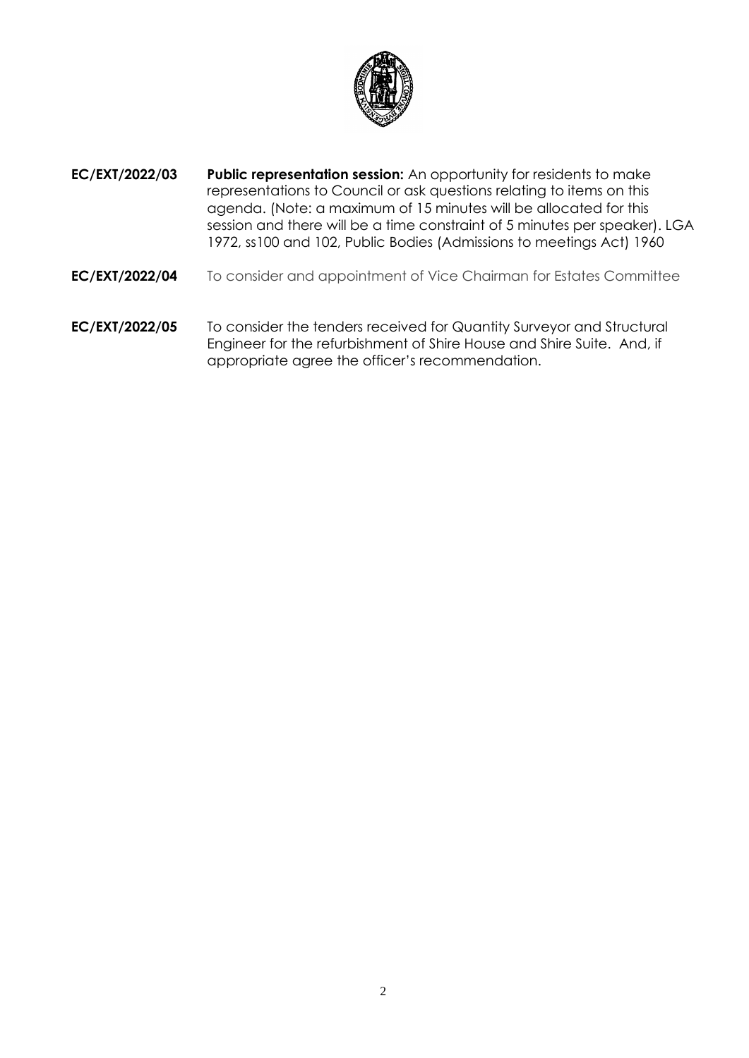**EC/EXT/2022/03** **Public representation session:** An opportunity for residents to make representations to Council or ask questions relating to items on this agenda. (Note: a maximum of 15 minutes will be allocated for this session and there will be a time constraint of 5 minutes per speaker). LGA 1972, ss100 and 102, Public Bodies (Admissions to meetings Act) 1960

**EC/EXT/2022/04** To consider and appointment of Vice Chairman for Estates Committee

**EC/EXT/2022/05** To consider the tenders received for Quantity Surveyor and Structural Engineer for the refurbishment of Shire House and Shire Suite. And, if appropriate agree the officer's recommendation.